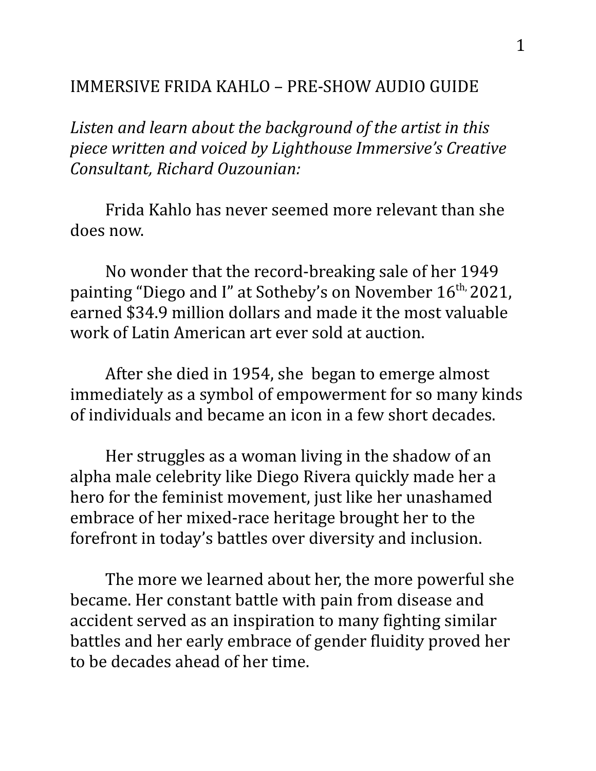# IMMERSIVE FRIDA KAHLO – PRE-SHOW AUDIO GUIDE

*Listen and learn about the background of the artist in this piece written and voiced by Lighthouse Immersive's Creative Consultant, Richard Ouzounian:*

Frida Kahlo has never seemed more relevant than she does now.

No wonder that the record-breaking sale of her 1949 painting "Diego and I" at Sotheby's on November 16th, 2021, earned $34.9 million dollars and made it the most valuable work of Latin American art ever sold at auction.

After she died in 1954, she began to emerge almost immediately as a symbol of empowerment for so many kinds of individuals and became an icon in a few short decades.

Her struggles as a woman living in the shadow of an alpha male celebrity like Diego Rivera quickly made her a hero for the feminist movement, just like her unashamed embrace of her mixed-race heritage brought her to the forefront in today's battles over diversity and inclusion.

The more we learned about her, the more powerful she became. Her constant battle with pain from disease and accident served as an inspiration to many fighting similar battles and her early embrace of gender fluidity proved her to be decades ahead of her time.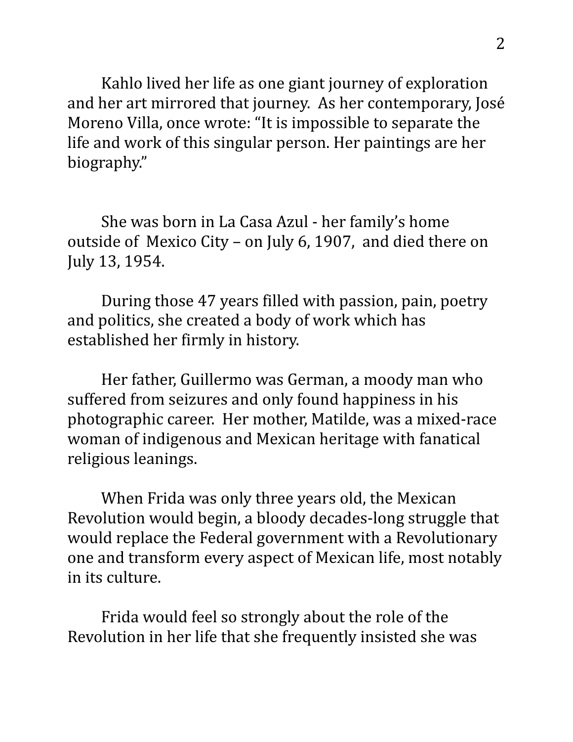Kahlo lived her life as one giant journey of exploration and her art mirrored that journey. As her contemporary, José Moreno Villa, once wrote: “It is impossible to separate the life and work of this singular person. Her paintings are her biography.”

She was born in La Casa Azul - her family’s home outside of Mexico City – on July 6, 1907, and died there on July 13, 1954.

During those 47 years filled with passion, pain, poetry and politics, she created a body of work which has established her firmly in history.

Her father, Guillermo was German, a moody man who suffered from seizures and only found happiness in his photographic career. Her mother, Matilde, was a mixed-race woman of indigenous and Mexican heritage with fanatical religious leanings.

When Frida was only three years old, the Mexican Revolution would begin, a bloody decades-long struggle that would replace the Federal government with a Revolutionary one and transform every aspect of Mexican life, most notably in its culture.

Frida would feel so strongly about the role of the Revolution in her life that she frequently insisted she was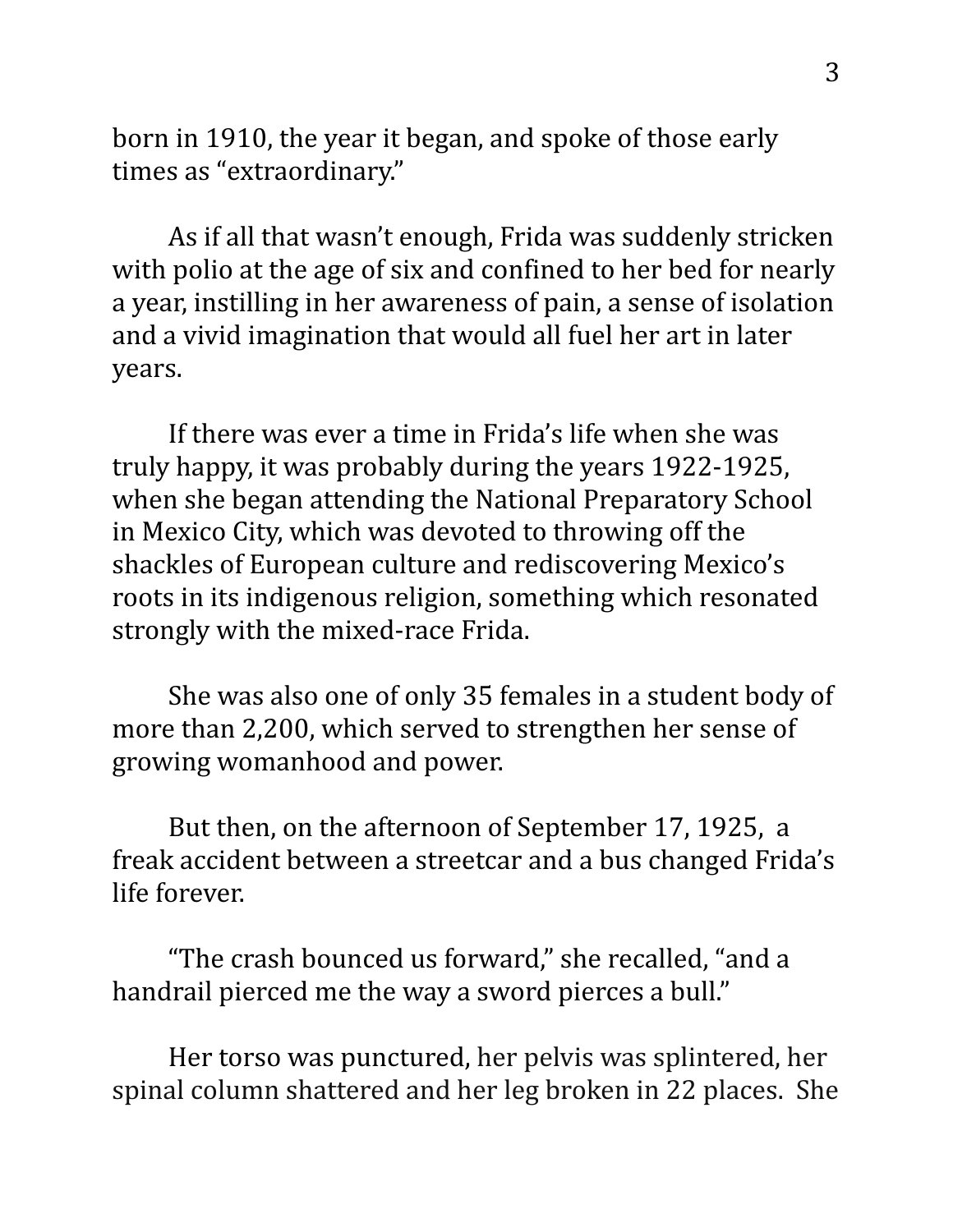born in 1910, the year it began, and spoke of those early times as "extraordinary."

As if all that wasn't enough, Frida was suddenly stricken with polio at the age of six and confined to her bed for nearly a year, instilling in her awareness of pain, a sense of isolation and a vivid imagination that would all fuel her art in later years.

If there was ever a time in Frida's life when she was truly happy, it was probably during the years 1922-1925, when she began attending the National Preparatory School in Mexico City, which was devoted to throwing off the shackles of European culture and rediscovering Mexico's roots in its indigenous religion, something which resonated strongly with the mixed-race Frida.

She was also one of only 35 females in a student body of more than 2,200, which served to strengthen her sense of growing womanhood and power.

But then, on the afternoon of September 17, 1925, a freak accident between a streetcar and a bus changed Frida's life forever.

"The crash bounced us forward," she recalled, "and a handrail pierced me the way a sword pierces a bull."

Her torso was punctured, her pelvis was splintered, her spinal column shattered and her leg broken in 22 places. She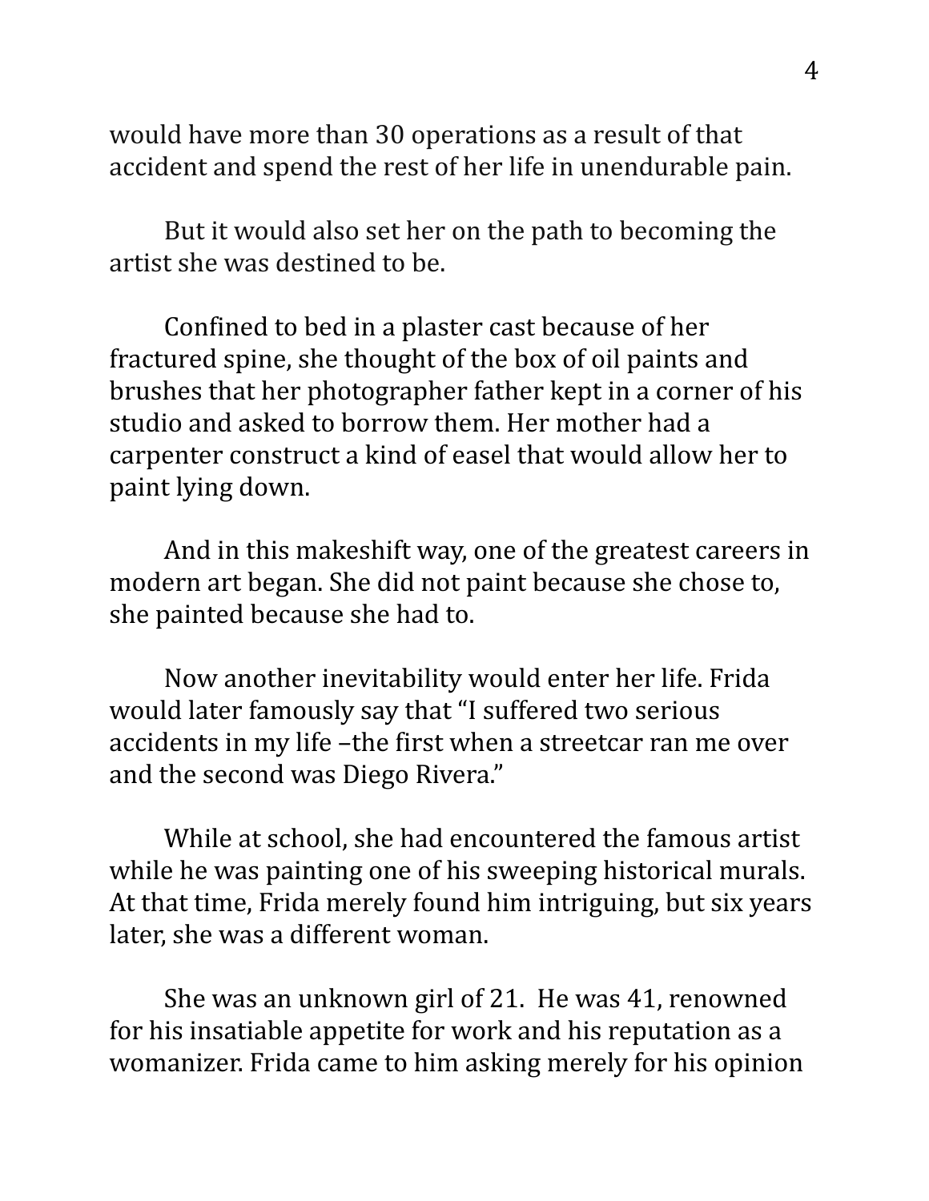would have more than 30 operations as a result of that accident and spend the rest of her life in unendurable pain.

But it would also set her on the path to becoming the artist she was destined to be.

Confined to bed in a plaster cast because of her fractured spine, she thought of the box of oil paints and brushes that her photographer father kept in a corner of his studio and asked to borrow them. Her mother had a carpenter construct a kind of easel that would allow her to paint lying down.

And in this makeshift way, one of the greatest careers in modern art began. She did not paint because she chose to, she painted because she had to.

Now another inevitability would enter her life. Frida would later famously say that "I suffered two serious accidents in my life –the first when a streetcar ran me over and the second was Diego Rivera."

While at school, she had encountered the famous artist while he was painting one of his sweeping historical murals. At that time, Frida merely found him intriguing, but six years later, she was a different woman.

She was an unknown girl of 21. He was 41, renowned for his insatiable appetite for work and his reputation as a womanizer. Frida came to him asking merely for his opinion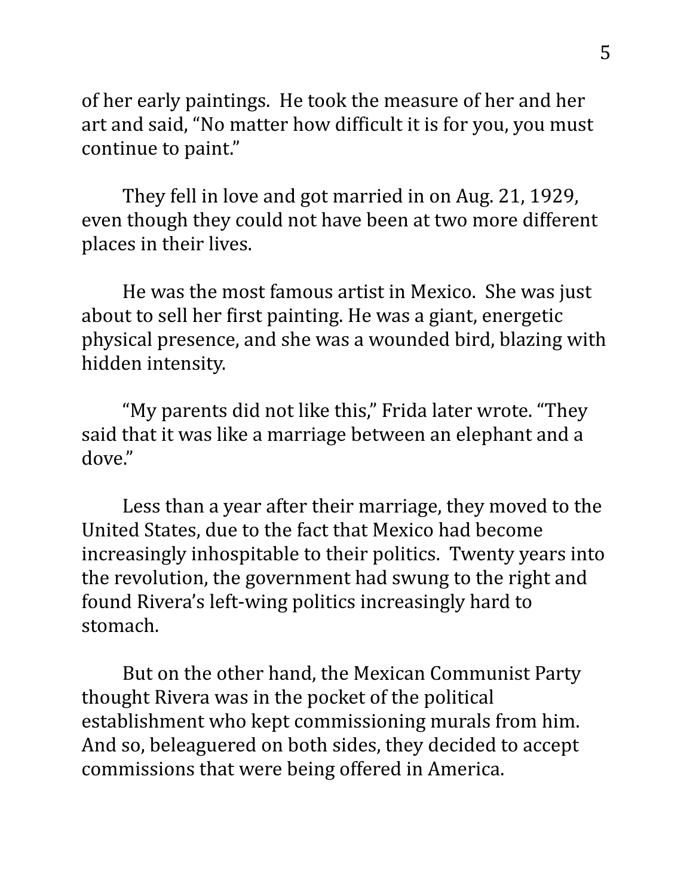of her early paintings. He took the measure of her and her art and said, "No matter how difficult it is for you, you must continue to paint."

They fell in love and got married in on Aug. 21, 1929, even though they could not have been at two more different places in their lives.

He was the most famous artist in Mexico. She was just about to sell her first painting. He was a giant, energetic physical presence, and she was a wounded bird, blazing with hidden intensity.

"My parents did not like this," Frida later wrote. "They said that it was like a marriage between an elephant and a dove."

Less than a year after their marriage, they moved to the United States, due to the fact that Mexico had become increasingly inhospitable to their politics. Twenty years into the revolution, the government had swung to the right and found Rivera's left-wing politics increasingly hard to stomach.

But on the other hand, the Mexican Communist Party thought Rivera was in the pocket of the political establishment who kept commissioning murals from him. And so, beleaguered on both sides, they decided to accept commissions that were being offered in America.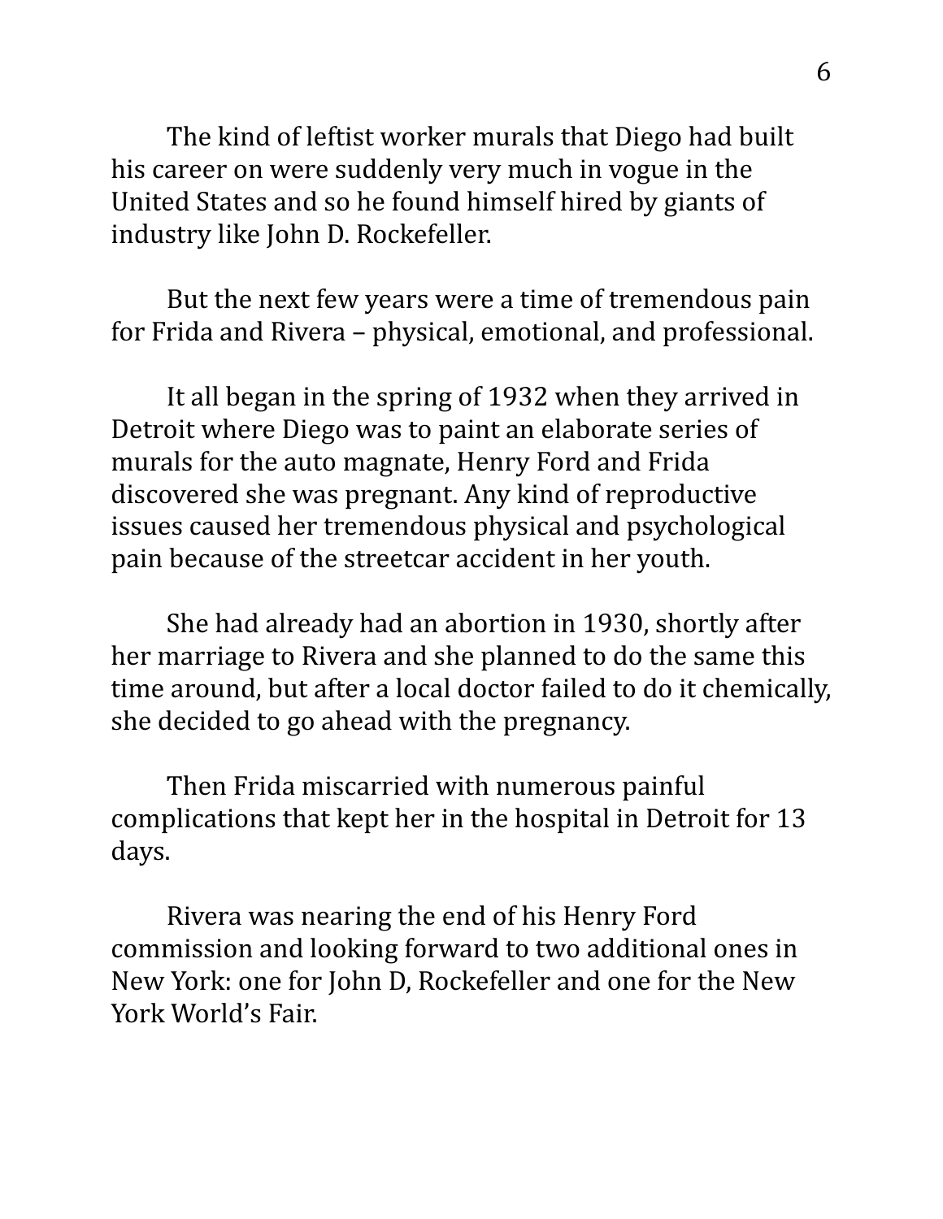The kind of leftist worker murals that Diego had built his career on were suddenly very much in vogue in the United States and so he found himself hired by giants of industry like John D. Rockefeller.

But the next few years were a time of tremendous pain for Frida and Rivera – physical, emotional, and professional.

It all began in the spring of 1932 when they arrived in Detroit where Diego was to paint an elaborate series of murals for the auto magnate, Henry Ford and Frida discovered she was pregnant. Any kind of reproductive issues caused her tremendous physical and psychological pain because of the streetcar accident in her youth.

She had already had an abortion in 1930, shortly after her marriage to Rivera and she planned to do the same this time around, but after a local doctor failed to do it chemically, she decided to go ahead with the pregnancy.

Then Frida miscarried with numerous painful complications that kept her in the hospital in Detroit for 13 days.

Rivera was nearing the end of his Henry Ford commission and looking forward to two additional ones in New York: one for John D, Rockefeller and one for the New York World's Fair.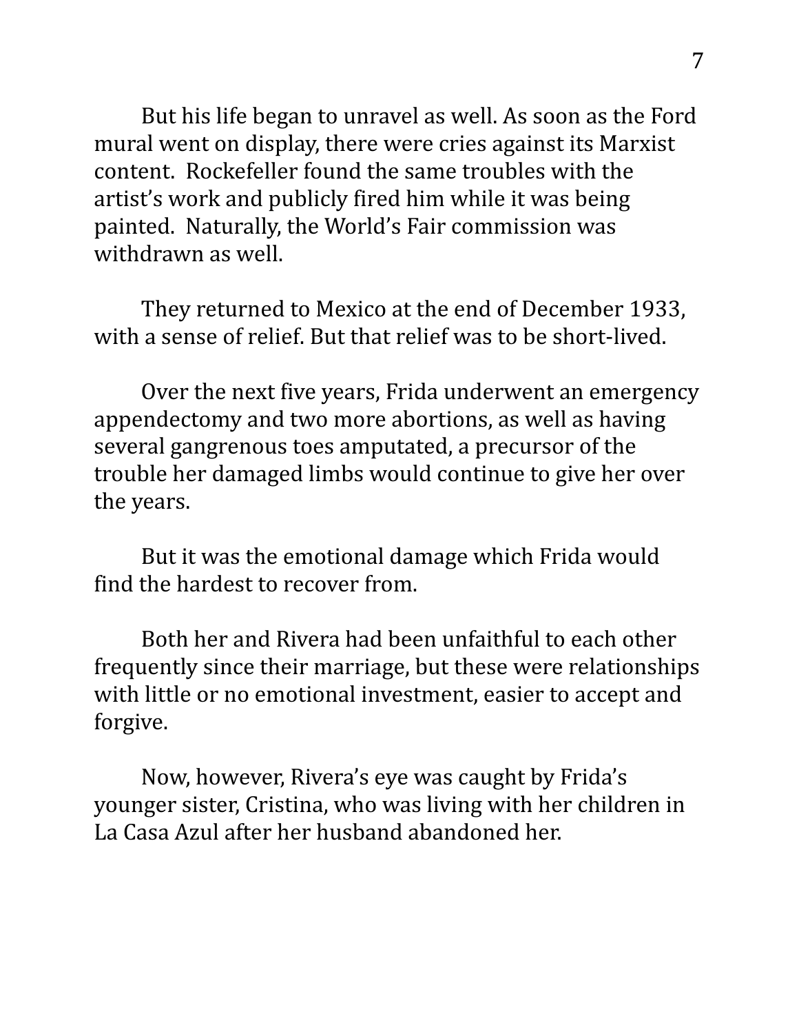But his life began to unravel as well. As soon as the Ford mural went on display, there were cries against its Marxist content.  Rockefeller found the same troubles with the artist's work and publicly fired him while it was being painted.  Naturally, the World's Fair commission was withdrawn as well.

They returned to Mexico at the end of December 1933, with a sense of relief. But that relief was to be short-lived.

Over the next five years, Frida underwent an emergency appendectomy and two more abortions, as well as having several gangrenous toes amputated, a precursor of the trouble her damaged limbs would continue to give her over the years.

But it was the emotional damage which Frida would find the hardest to recover from.

Both her and Rivera had been unfaithful to each other frequently since their marriage, but these were relationships with little or no emotional investment, easier to accept and forgive.

Now, however, Rivera's eye was caught by Frida's younger sister, Cristina, who was living with her children in La Casa Azul after her husband abandoned her.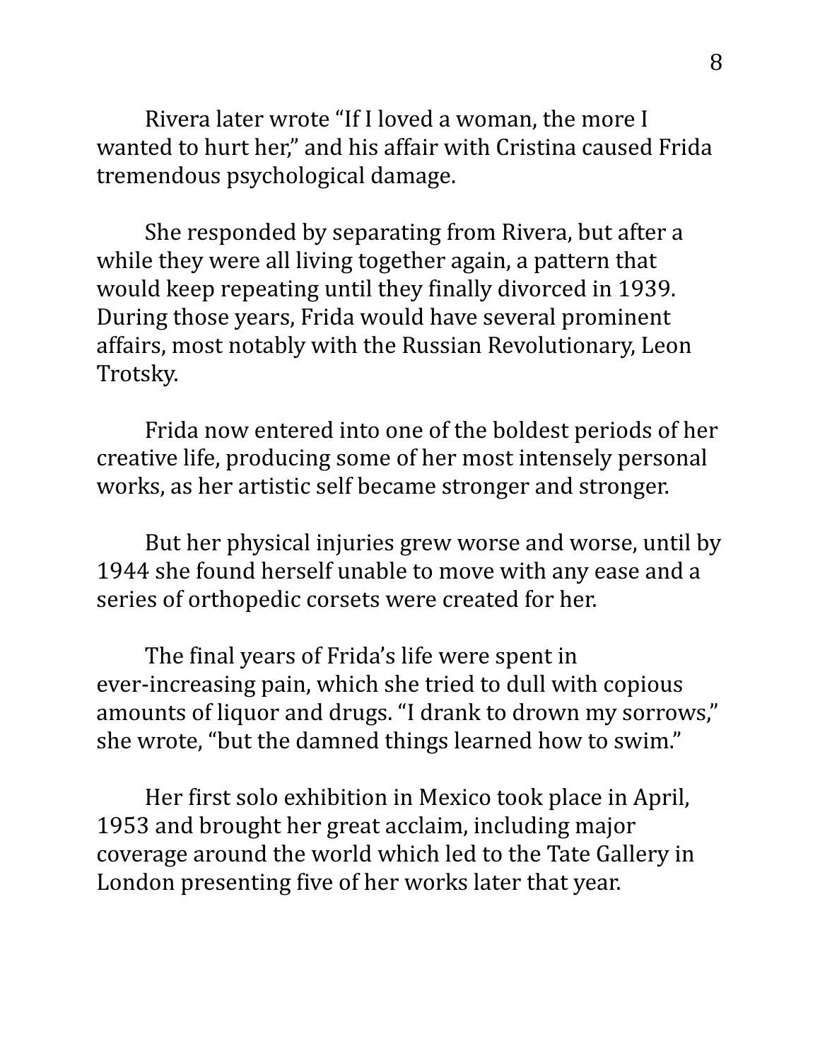Rivera later wrote "If I loved a woman, the more I wanted to hurt her," and his affair with Cristina caused Frida tremendous psychological damage.

She responded by separating from Rivera, but after a while they were all living together again, a pattern that would keep repeating until they finally divorced in 1939. During those years, Frida would have several prominent affairs, most notably with the Russian Revolutionary, Leon Trotsky.

Frida now entered into one of the boldest periods of her creative life, producing some of her most intensely personal works, as her artistic self became stronger and stronger.

But her physical injuries grew worse and worse, until by 1944 she found herself unable to move with any ease and a series of orthopedic corsets were created for her.

The final years of Frida's life were spent in ever-increasing pain, which she tried to dull with copious amounts of liquor and drugs. "I drank to drown my sorrows," she wrote, "but the damned things learned how to swim."

Her first solo exhibition in Mexico took place in April, 1953 and brought her great acclaim, including major coverage around the world which led to the Tate Gallery in London presenting five of her works later that year.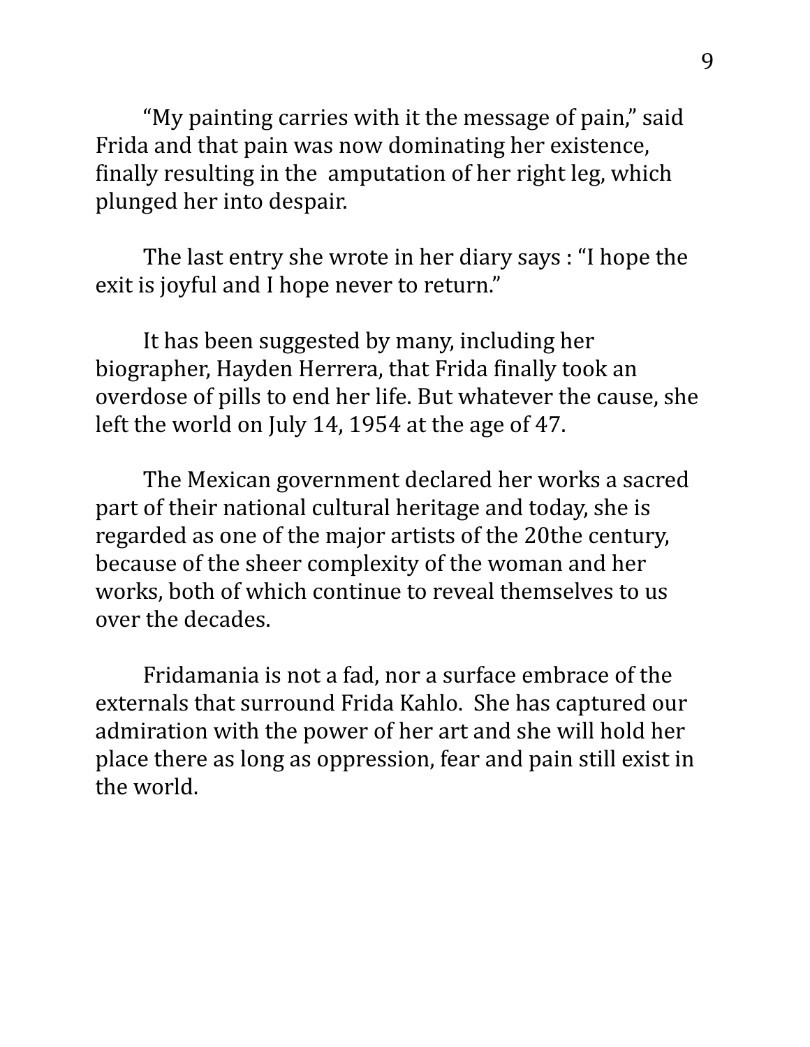"My painting carries with it the message of pain," said Frida and that pain was now dominating her existence, finally resulting in the amputation of her right leg, which plunged her into despair.

The last entry she wrote in her diary says : "I hope the exit is joyful and I hope never to return."

It has been suggested by many, including her biographer, Hayden Herrera, that Frida finally took an overdose of pills to end her life. But whatever the cause, she left the world on July 14, 1954 at the age of 47.

The Mexican government declared her works a sacred part of their national cultural heritage and today, she is regarded as one of the major artists of the 20the century, because of the sheer complexity of the woman and her works, both of which continue to reveal themselves to us over the decades.

Fridamania is not a fad, nor a surface embrace of the externals that surround Frida Kahlo. She has captured our admiration with the power of her art and she will hold her place there as long as oppression, fear and pain still exist in the world.